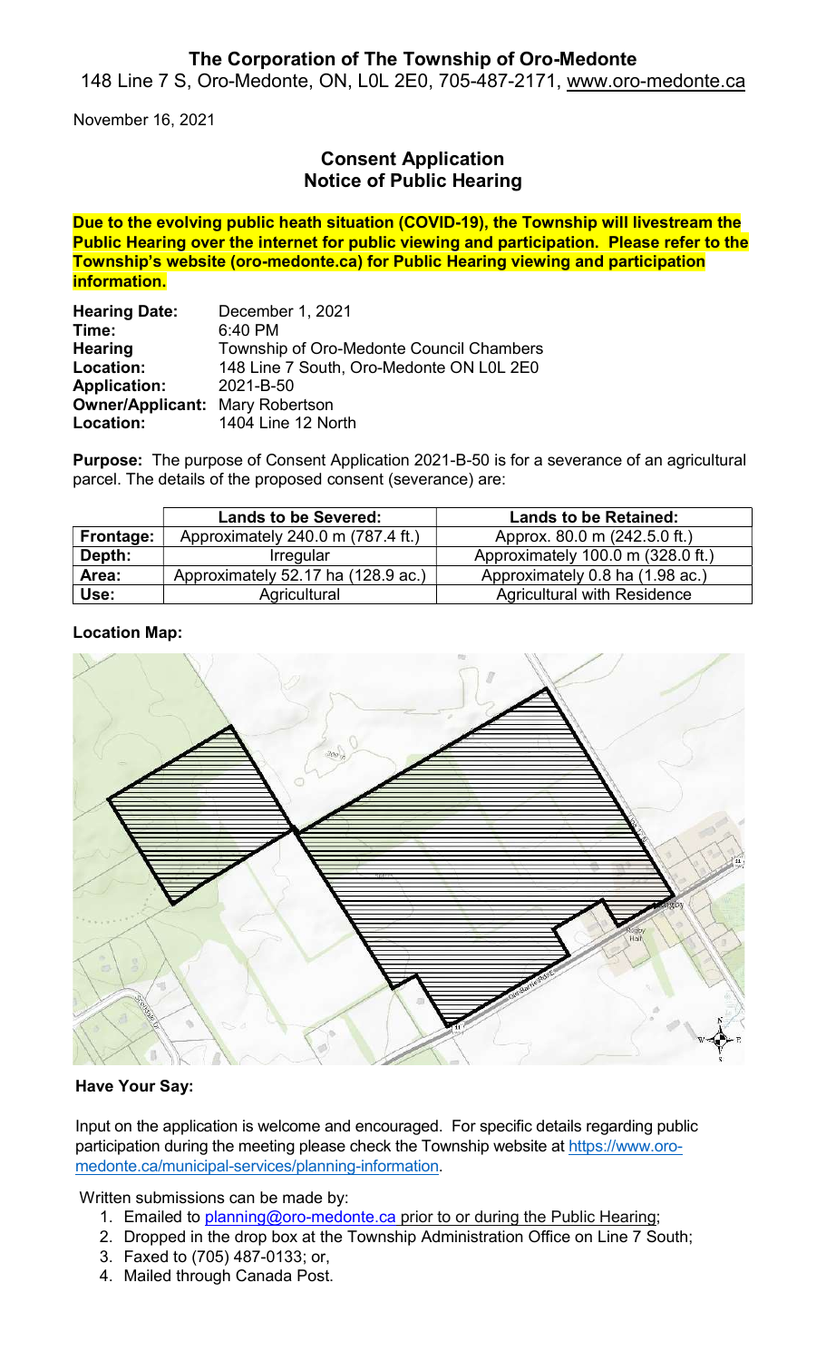# The Corporation of The Township of Oro-Medonte

148 Line 7 S, Oro-Medonte, ON, L0L 2E0, 705-487-2171, www.oro-medonte.ca

November 16, 2021

## Consent Application
## Notice of Public Hearing

**Due to the evolving public heath situation (COVID-19), the Township will livestream the Public Hearing over the internet for public viewing and participation. Please refer to the Township's website (oro-medonte.ca) for Public Hearing viewing and participation information.**

**Hearing Date:** December 1, 2021
**Time:** 6:40 PM
**Hearing Location:** Township of Oro-Medonte Council Chambers, 148 Line 7 South, Oro-Medonte ON L0L 2E0
**Application:** 2021-B-50
**Owner/Applicant:** Mary Robertson
**Location:** 1404 Line 12 North

**Purpose:** The purpose of Consent Application 2021-B-50 is for a severance of an agricultural parcel. The details of the proposed consent (severance) are:

| | Lands to be Severed: | Lands to be Retained: |
|---|---|---|
| **Frontage:** | Approximately 240.0 m (787.4 ft.) | Approx. 80.0 m (242.5.0 ft.) |
| **Depth:** | Irregular | Approximately 100.0 m (328.0 ft.) |
| **Area:** | Approximately 52.17 ha (128.9 ac.) | Approximately 0.8 ha (1.98 ac.) |
| **Use:** | Agricultural | Agricultural with Residence |

**Location Map:**

**Have Your Say:**

Input on the application is welcome and encouraged. For specific details regarding public participation during the meeting please check the Township website at https://www.oro-medonte.ca/municipal-services/planning-information.

Written submissions can be made by:

1. Emailed to planning@oro-medonte.ca prior to or during the Public Hearing;
2. Dropped in the drop box at the Township Administration Office on Line 7 South;
3. Faxed to (705) 487-0133; or,
4. Mailed through Canada Post.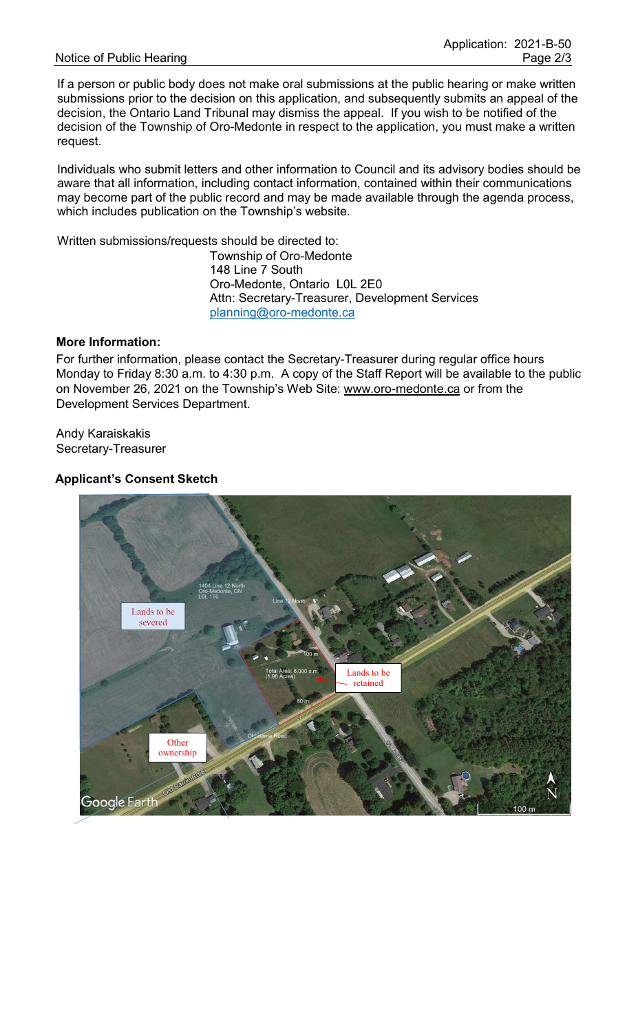If a person or public body does not make oral submissions at the public hearing or make written submissions prior to the decision on this application, and subsequently submits an appeal of the decision, the Ontario Land Tribunal may dismiss the appeal. If you wish to be notified of the decision of the Township of Oro-Medonte in respect to the application, you must make a written request.

Individuals who submit letters and other information to Council and its advisory bodies should be aware that all information, including contact information, contained within their communications may become part of the public record and may be made available through the agenda process, which includes publication on the Township's website.

Written submissions/requests should be directed to:

Township of Oro-Medonte
148 Line 7 South
Oro-Medonte, Ontario L0L 2E0
Attn: Secretary-Treasurer, Development Services
planning@oro-medonte.ca

**More Information:**

For further information, please contact the Secretary-Treasurer during regular office hours Monday to Friday 8:30 a.m. to 4:30 p.m. A copy of the Staff Report will be available to the public on November 26, 2021 on the Township's Web Site: www.oro-medonte.ca or from the Development Services Department.

Andy Karaiskakis
Secretary-Treasurer

**Applicant's Consent Sketch**

1404 Line 12 North
Oro-Medonte, ON
L0L 1T0

Lands to be severed

Line 12 North

100 m

Total Area: 8,000 s.m.
(1.98 Acres)

Lands to be retained

80 m

Old Barrie Road

Other ownership

Oro Barrie Rd E

Google Earth

N

100 m